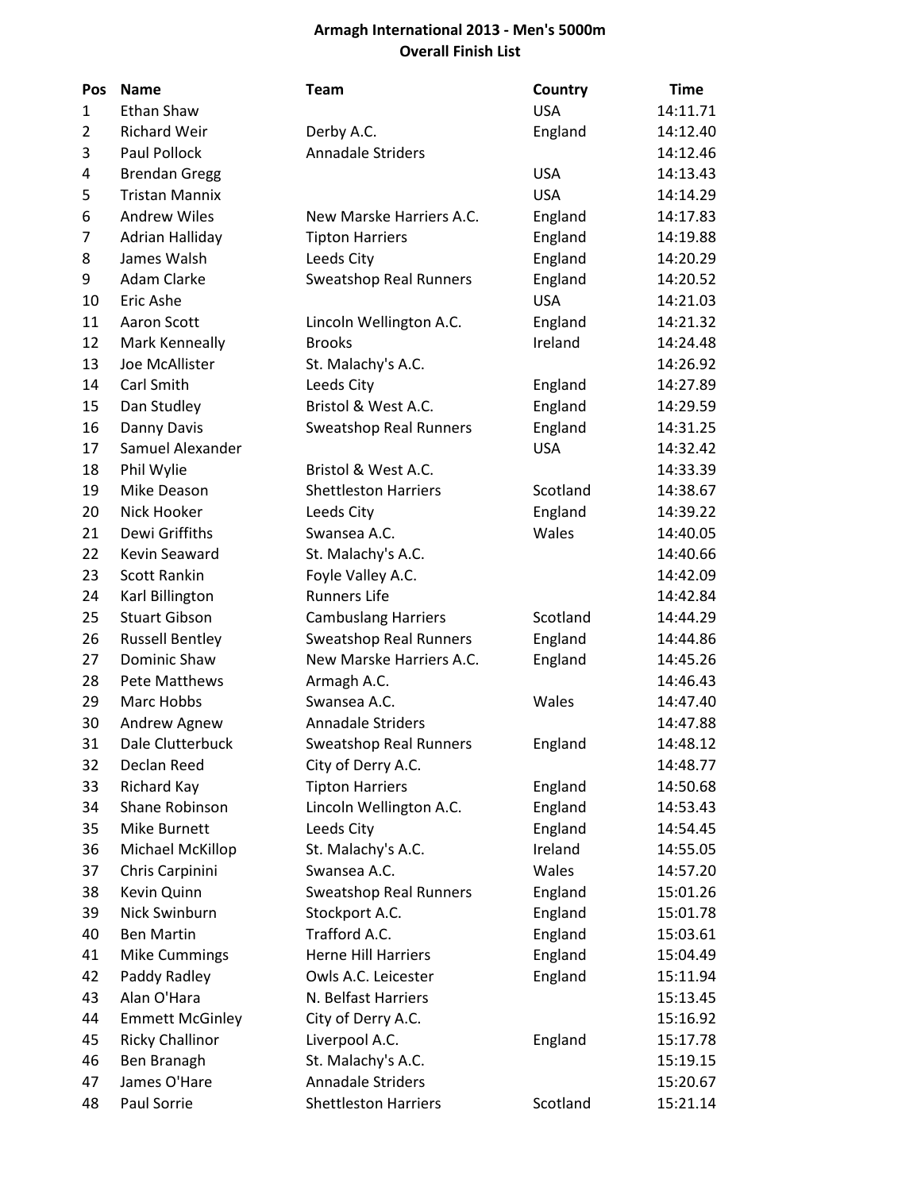# Armagh International 2013 - Men's 5000m
## Overall Finish List

| Pos | Name | Team | Country | Time |
|---|---|---|---|---|
| 1 | Ethan Shaw | | USA | 14:11.71 |
| 2 | Richard Weir | Derby A.C. | England | 14:12.40 |
| 3 | Paul Pollock | Annadale Striders | | 14:12.46 |
| 4 | Brendan Gregg | | USA | 14:13.43 |
| 5 | Tristan Mannix | | USA | 14:14.29 |
| 6 | Andrew Wiles | New Marske Harriers A.C. | England | 14:17.83 |
| 7 | Adrian Halliday | Tipton Harriers | England | 14:19.88 |
| 8 | James Walsh | Leeds City | England | 14:20.29 |
| 9 | Adam Clarke | Sweatshop Real Runners | England | 14:20.52 |
| 10 | Eric Ashe | | USA | 14:21.03 |
| 11 | Aaron Scott | Lincoln Wellington A.C. | England | 14:21.32 |
| 12 | Mark Kenneally | Brooks | Ireland | 14:24.48 |
| 13 | Joe McAllister | St. Malachy's A.C. | | 14:26.92 |
| 14 | Carl Smith | Leeds City | England | 14:27.89 |
| 15 | Dan Studley | Bristol & West A.C. | England | 14:29.59 |
| 16 | Danny Davis | Sweatshop Real Runners | England | 14:31.25 |
| 17 | Samuel Alexander | | USA | 14:32.42 |
| 18 | Phil Wylie | Bristol & West A.C. | | 14:33.39 |
| 19 | Mike Deason | Shettleston Harriers | Scotland | 14:38.67 |
| 20 | Nick Hooker | Leeds City | England | 14:39.22 |
| 21 | Dewi Griffiths | Swansea A.C. | Wales | 14:40.05 |
| 22 | Kevin Seaward | St. Malachy's A.C. | | 14:40.66 |
| 23 | Scott Rankin | Foyle Valley A.C. | | 14:42.09 |
| 24 | Karl Billington | Runners Life | | 14:42.84 |
| 25 | Stuart Gibson | Cambuslang Harriers | Scotland | 14:44.29 |
| 26 | Russell Bentley | Sweatshop Real Runners | England | 14:44.86 |
| 27 | Dominic Shaw | New Marske Harriers A.C. | England | 14:45.26 |
| 28 | Pete Matthews | Armagh A.C. | | 14:46.43 |
| 29 | Marc Hobbs | Swansea A.C. | Wales | 14:47.40 |
| 30 | Andrew Agnew | Annadale Striders | | 14:47.88 |
| 31 | Dale Clutterbuck | Sweatshop Real Runners | England | 14:48.12 |
| 32 | Declan Reed | City of Derry A.C. | | 14:48.77 |
| 33 | Richard Kay | Tipton Harriers | England | 14:50.68 |
| 34 | Shane Robinson | Lincoln Wellington A.C. | England | 14:53.43 |
| 35 | Mike Burnett | Leeds City | England | 14:54.45 |
| 36 | Michael McKillop | St. Malachy's A.C. | Ireland | 14:55.05 |
| 37 | Chris Carpinini | Swansea A.C. | Wales | 14:57.20 |
| 38 | Kevin Quinn | Sweatshop Real Runners | England | 15:01.26 |
| 39 | Nick Swinburn | Stockport A.C. | England | 15:01.78 |
| 40 | Ben Martin | Trafford A.C. | England | 15:03.61 |
| 41 | Mike Cummings | Herne Hill Harriers | England | 15:04.49 |
| 42 | Paddy Radley | Owls A.C. Leicester | England | 15:11.94 |
| 43 | Alan O'Hara | N. Belfast Harriers | | 15:13.45 |
| 44 | Emmett McGinley | City of Derry A.C. | | 15:16.92 |
| 45 | Ricky Challinor | Liverpool A.C. | England | 15:17.78 |
| 46 | Ben Branagh | St. Malachy's A.C. | | 15:19.15 |
| 47 | James O'Hare | Annadale Striders | | 15:20.67 |
| 48 | Paul Sorrie | Shettleston Harriers | Scotland | 15:21.14 |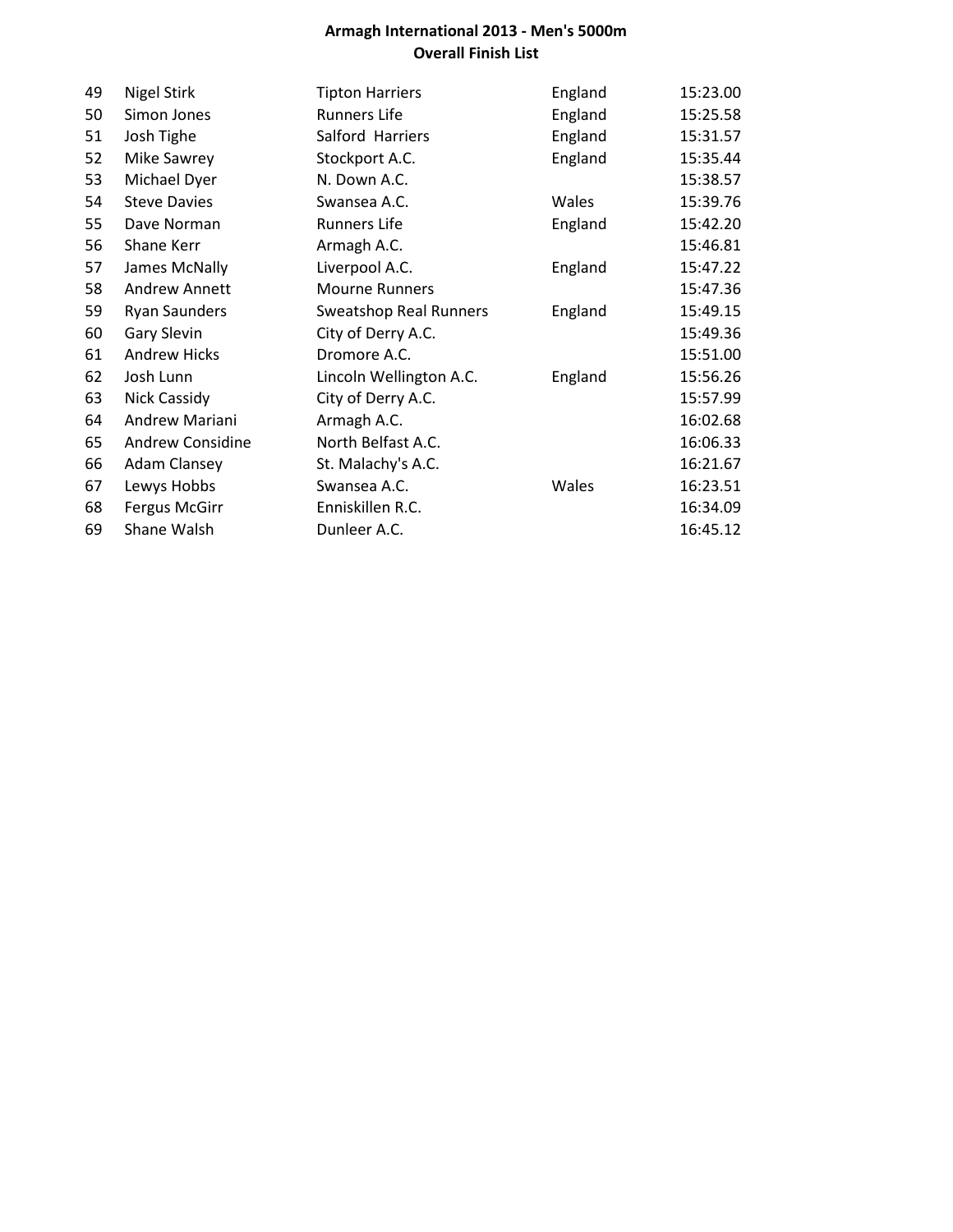**Armagh International 2013 - Men's 5000m**
**Overall Finish List**

| | | | | |
|---|---|---|---|---|
| 49 | Nigel Stirk | Tipton Harriers | England | 15:23.00 |
| 50 | Simon Jones | Runners Life | England | 15:25.58 |
| 51 | Josh Tighe | Salford Harriers | England | 15:31.57 |
| 52 | Mike Sawrey | Stockport A.C. | England | 15:35.44 |
| 53 | Michael Dyer | N. Down A.C. | | 15:38.57 |
| 54 | Steve Davies | Swansea A.C. | Wales | 15:39.76 |
| 55 | Dave Norman | Runners Life | England | 15:42.20 |
| 56 | Shane Kerr | Armagh A.C. | | 15:46.81 |
| 57 | James McNally | Liverpool A.C. | England | 15:47.22 |
| 58 | Andrew Annett | Mourne Runners | | 15:47.36 |
| 59 | Ryan Saunders | Sweatshop Real Runners | England | 15:49.15 |
| 60 | Gary Slevin | City of Derry A.C. | | 15:49.36 |
| 61 | Andrew Hicks | Dromore A.C. | | 15:51.00 |
| 62 | Josh Lunn | Lincoln Wellington A.C. | England | 15:56.26 |
| 63 | Nick Cassidy | City of Derry A.C. | | 15:57.99 |
| 64 | Andrew Mariani | Armagh A.C. | | 16:02.68 |
| 65 | Andrew Considine | North Belfast A.C. | | 16:06.33 |
| 66 | Adam Clansey | St. Malachy's A.C. | | 16:21.67 |
| 67 | Lewys Hobbs | Swansea A.C. | Wales | 16:23.51 |
| 68 | Fergus McGirr | Enniskillen R.C. | | 16:34.09 |
| 69 | Shane Walsh | Dunleer A.C. | | 16:45.12 |